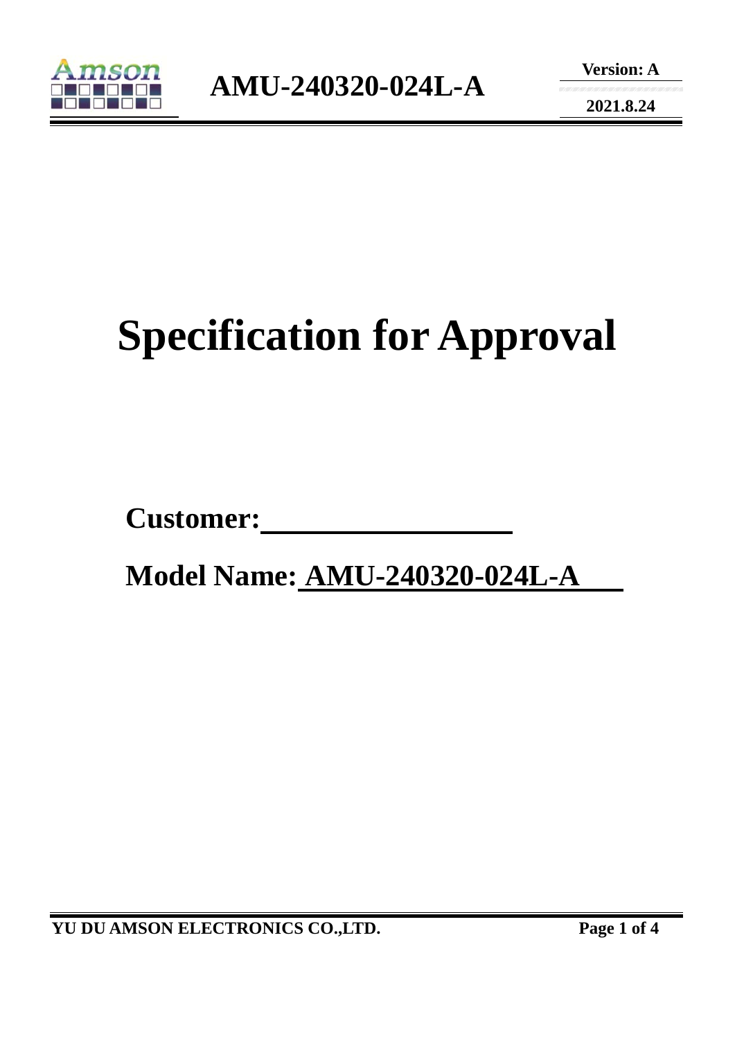# Specification for Approval

**Customer:**\_\_\_\_\_\_\_\_\_\_\_\_\_\_\_\_\_\_

**Model Name: AMU-240320-024L-A**

# Specification for Approval

**Customer:**__________________

**Model Name:** **AMU-240320-024L-A**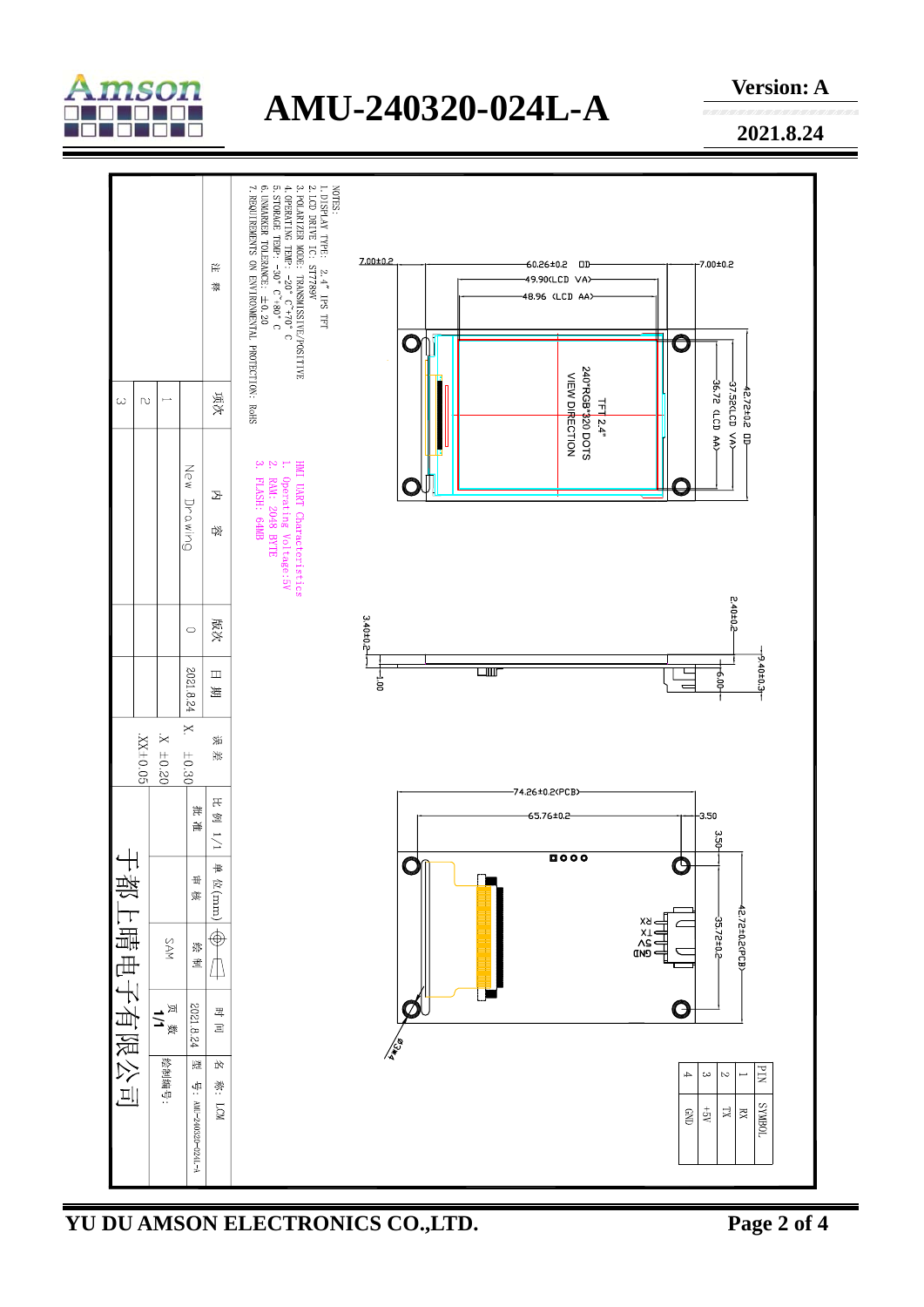NOTES:

1. DISPLAY TYPE: 2.4" IPS TFT
2. LCD DRIVE IC: ST7789V
3. POLARIZER MODE: TRANSMISSIVE/POSITIVE
4. OPERATING TEMP: -20°C~+70°C
5. STORAGE TEMP: -30°C~+80°C
6. UNMARKER TOLERANCE: ±0.20
7. REQUIREMENTS ON ENVIRONMENTAL PROTECTION: RoHS

HMI UART Characteristics

1. Operating Voltage:5V
2. RAM: 2048 BYTE
3. FLASH: 64MB

7.00±0.2
60.26±0.2 OD
49.90(LCD VA)
48.96 (LCD AA)
7.00±0.2
42.72±0.2 OD
37.52(LCD VA)
36.72 (LCD AA)

TFT 2.4"
240*RGB*320 DOTS
VIEW DIRECTION

3.40±0.2
1.00
2.40±0.2
9.40±0.3
6.00

74.26±0.2(PCB)
65.76±0.2
3.50
3.50
42.72±0.2(PCB)
35.72±0.2
RX
TX
5V
GND
Φ3*4

| PIN | SYMBOL |
|---|---|
| 1 | RX |
| 2 | TX |
| 3 | +5V |
| 4 | GND |

| 注 释 | 项次 | 内 容 | 版次 | 日 期 |
|---|---|---|---|---|
| | 1 | New Drawing | 0 | 2021.8.24 |
| | 2 | | | |
| | 3 | | | |

| 误差 | 比例 1/1 | 单位(mm) | | 时 间 | 名 称: LCM |
|---|---|---|---|---|---|
| X. ±0.30 | 批 准 | 审 核 | 绘 制 | 2021.8.24 | 型 号: AMU-240320-024L-A |
| .X ±0.20 | | | SAM | 页 数 1/1 | 绘制编号: |
| .XX±0.05 | | | | | |

于都上晴电子有限公司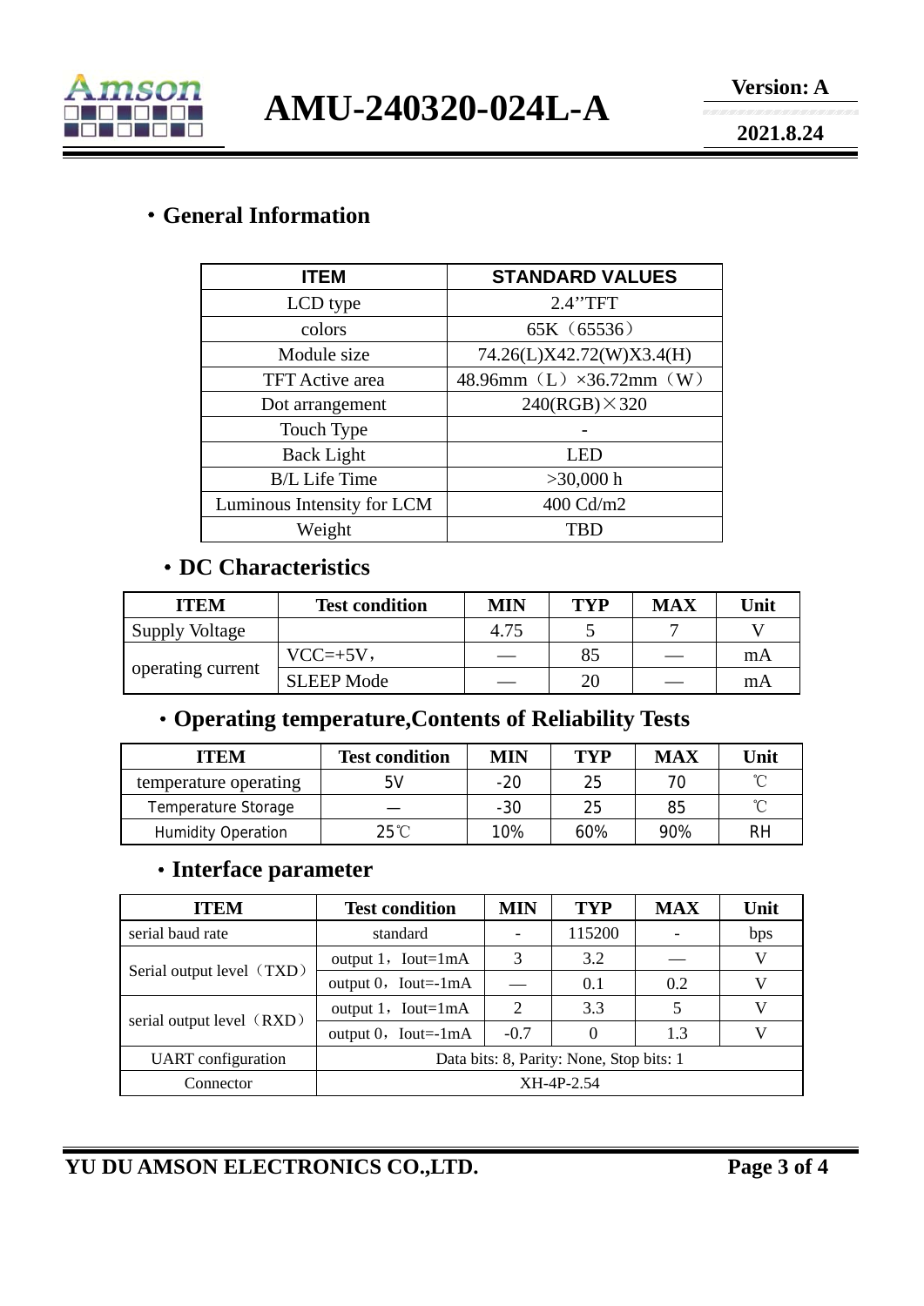## ・General Information

| ITEM | STANDARD VALUES |
|---|---|
| LCD type | 2.4’’TFT |
| colors | 65K（65536） |
| Module size | 74.26(L)X42.72(W)X3.4(H) |
| TFT Active area | 48.96mm（L）×36.72mm（W） |
| Dot arrangement | 240(RGB)×320 |
| Touch Type | - |
| Back Light | LED |
| B/L Life Time | >30,000 h |
| Luminous Intensity for LCM | 400 Cd/m2 |
| Weight | TBD |

## • DC Characteristics

| ITEM | Test condition | MIN | TYP | MAX | Unit |
|---|---|---|---|---|---|
| Supply Voltage | | 4.75 | 5 | 7 | V |
| operating current | VCC=+5V， | — | 85 | — | mA |
| | SLEEP Mode | — | 20 | — | mA |

## • Operating temperature,Contents of Reliability Tests

| ITEM | Test condition | MIN | TYP | MAX | Unit |
|---|---|---|---|---|---|
| temperature operating | 5V | -20 | 25 | 70 | ℃ |
| Temperature Storage | — | -30 | 25 | 85 | ℃ |
| Humidity Operation | 25℃ | 10% | 60% | 90% | RH |

## • Interface parameter

| ITEM | Test condition | MIN | TYP | MAX | Unit |
|---|---|---|---|---|---|
| serial baud rate | standard | - | 115200 | - | bps |
| Serial output level（TXD） | output 1，Iout=1mA | 3 | 3.2 | — | V |
| | output 0，Iout=-1mA | — | 0.1 | 0.2 | V |
| serial output level（RXD） | output 1，Iout=1mA | 2 | 3.3 | 5 | V |
| | output 0，Iout=-1mA | -0.7 | 0 | 1.3 | V |
| UART configuration | Data bits: 8, Parity: None, Stop bits: 1 | | | | |
| Connector | XH-4P-2.54 | | | | |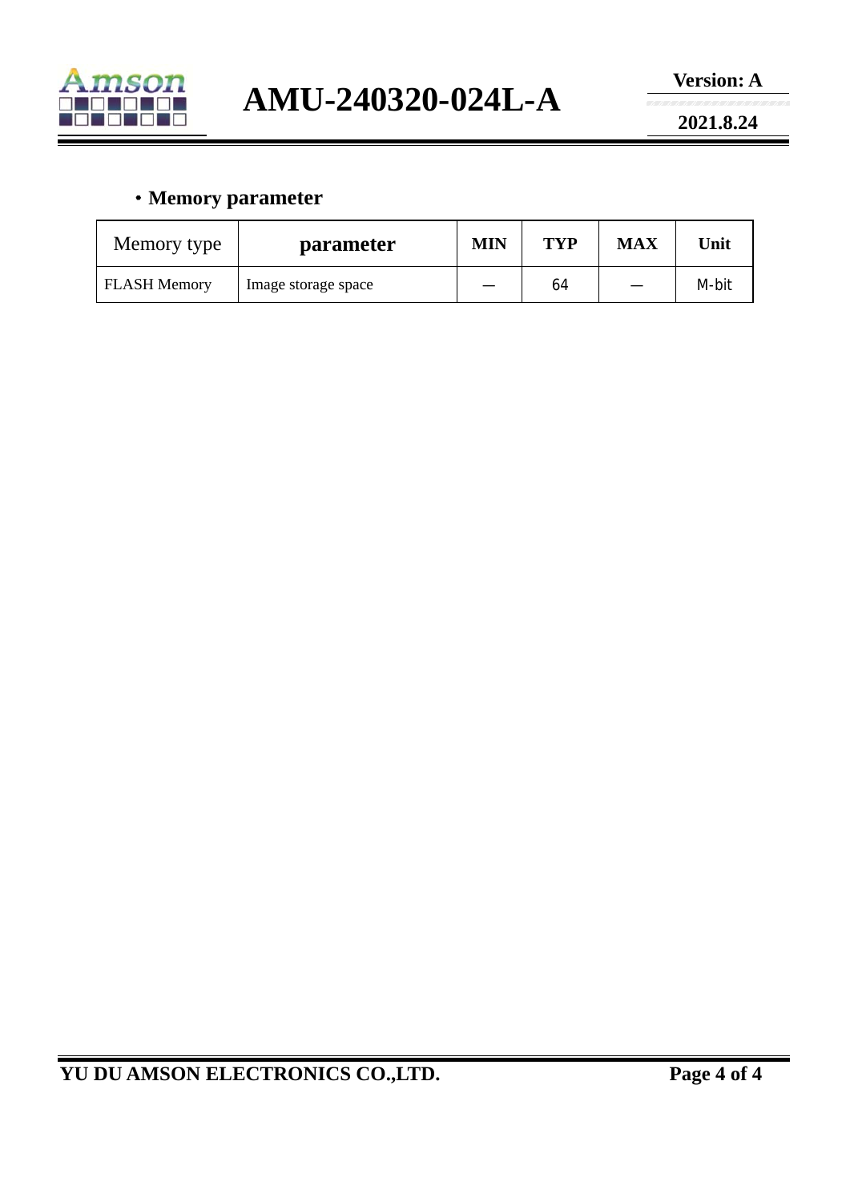- **Memory parameter**

| Memory type | parameter | MIN | TYP | MAX | Unit |
|---|---|---|---|---|---|
| FLASH Memory | Image storage space | — | 64 | — | M-bit |